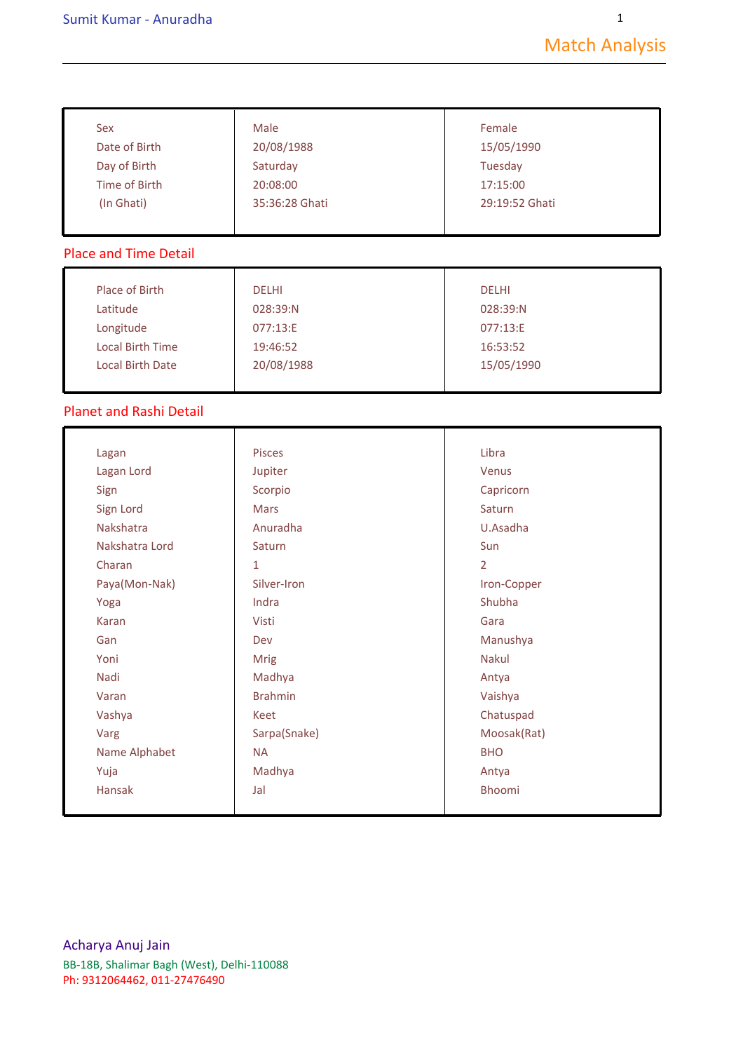Sumit Kumar - Anuradha

# Match Analysis

| Sex | Male | Female |
|---|---|---|
| Date of Birth | 20/08/1988 | 15/05/1990 |
| Day of Birth | Saturday | Tuesday |
| Time of Birth | 20:08:00 | 17:15:00 |
| (In Ghati) | 35:36:28 Ghati | 29:19:52 Ghati |

## Place and Time Detail

| Place of Birth | DELHI | DELHI |
|---|---|---|
| Latitude | 028:39:N | 028:39:N |
| Longitude | 077:13:E | 077:13:E |
| Local Birth Time | 19:46:52 | 16:53:52 |
| Local Birth Date | 20/08/1988 | 15/05/1990 |

## Planet and Rashi Detail

| Lagan | Pisces | Libra |
|---|---|---|
| Lagan Lord | Jupiter | Venus |
| Sign | Scorpio | Capricorn |
| Sign Lord | Mars | Saturn |
| Nakshatra | Anuradha | U.Asadha |
| Nakshatra Lord | Saturn | Sun |
| Charan | 1 | 2 |
| Paya(Mon-Nak) | Silver-Iron | Iron-Copper |
| Yoga | Indra | Shubha |
| Karan | Visti | Gara |
| Gan | Dev | Manushya |
| Yoni | Mrig | Nakul |
| Nadi | Madhya | Antya |
| Varan | Brahmin | Vaishya |
| Vashya | Keet | Chatuspad |
| Varg | Sarpa(Snake) | Moosak(Rat) |
| Name Alphabet | NA | BHO |
| Yuja | Madhya | Antya |
| Hansak | Jal | Bhoomi |

Acharya Anuj Jain
BB-18B, Shalimar Bagh (West), Delhi-110088
Ph: 9312064462, 011-27476490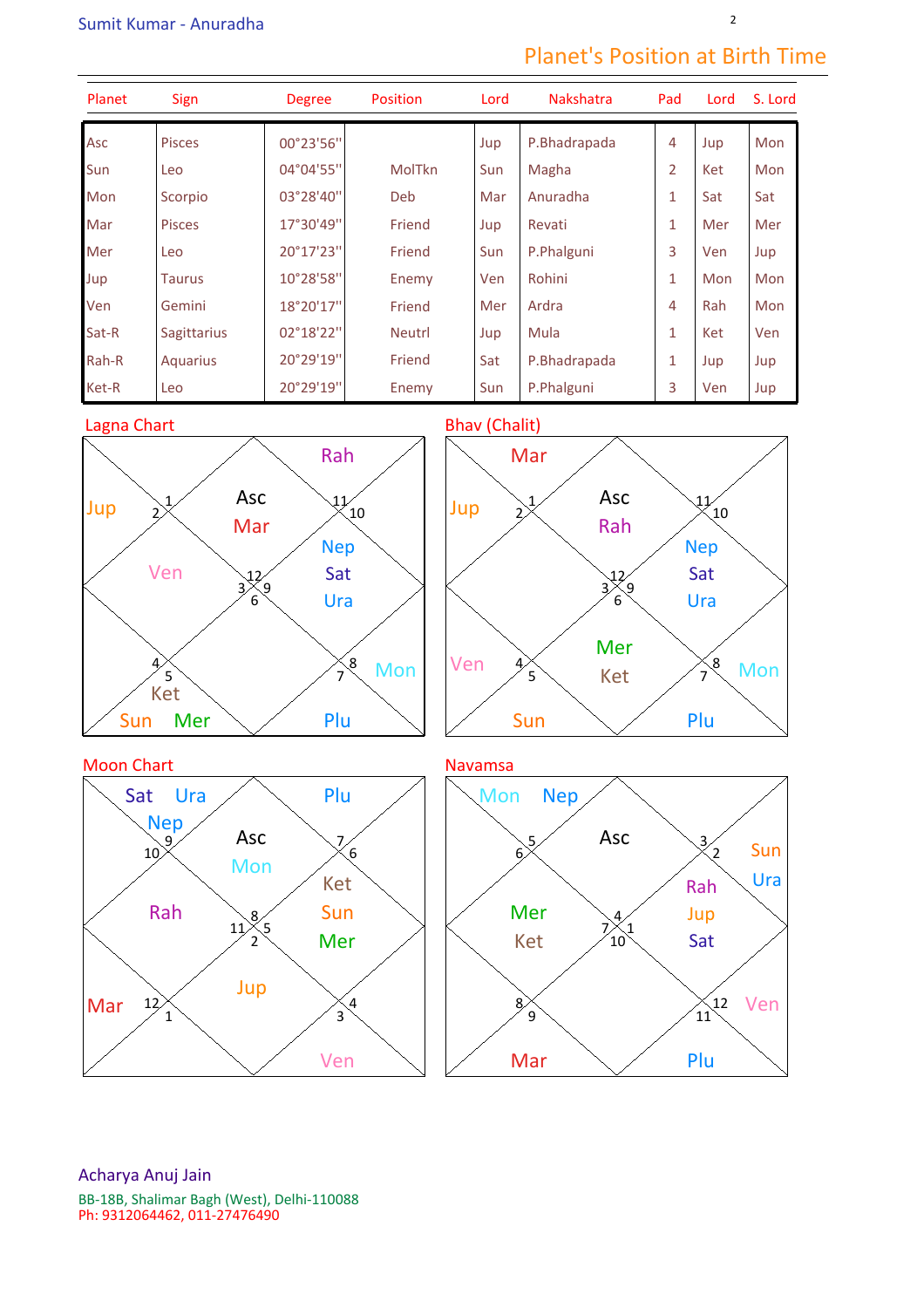## Planet's Position at Birth Time

| Planet | Sign | Degree | Position | Lord | Nakshatra | Pad | Lord | S. Lord |
|---|---|---|---|---|---|---|---|---|
| Asc | Pisces | 00°23'56" | | Jup | P.Bhadrapada | 4 | Jup | Mon |
| Sun | Leo | 04°04'55" | MolTkn | Sun | Magha | 2 | Ket | Mon |
| Mon | Scorpio | 03°28'40" | Deb | Mar | Anuradha | 1 | Sat | Sat |
| Mar | Pisces | 17°30'49" | Friend | Jup | Revati | 1 | Mer | Mer |
| Mer | Leo | 20°17'23" | Friend | Sun | P.Phalguni | 3 | Ven | Jup |
| Jup | Taurus | 10°28'58" | Enemy | Ven | Rohini | 1 | Mon | Mon |
| Ven | Gemini | 18°20'17" | Friend | Mer | Ardra | 4 | Rah | Mon |
| Sat-R | Sagittarius | 02°18'22" | Neutrl | Jup | Mula | 1 | Ket | Ven |
| Rah-R | Aquarius | 20°29'19" | Friend | Sat | P.Bhadrapada | 1 | Jup | Jup |
| Ket-R | Leo | 20°29'19" | Enemy | Sun | P.Phalguni | 3 | Ven | Jup |

### Lagna Chart

| House (Sign) | Planets |
|---|---|
| 1 (12) | Asc, Mar |
| 2 (1) | |
| 3 (2) | Jup |
| 4 (3) | Ven |
| 5 (4) | |
| 6 (5) | Ket, Sun, Mer |
| 7 (6) | |
| 8 (7) | Plu |
| 9 (8) | Mon |
| 10 (9) | Nep, Sat, Ura |
| 11 (10) | |
| 12 (11) | Rah |

### Bhav (Chalit)

| House (Sign) | Planets |
|---|---|
| 1 (12) | Asc, Rah |
| 2 (1) | Mar |
| 3 (2) | Jup |
| 4 (3) | |
| 5 (4) | Ven |
| 6 (5) | Sun |
| 7 (6) | Mer, Ket |
| 8 (7) | Plu |
| 9 (8) | Mon |
| 10 (9) | Nep, Sat, Ura |
| 11 (10) | |
| 12 (11) | |

### Moon Chart

| House (Sign) | Planets |
|---|---|
| 1 (8) | Asc, Mon |
| 2 (9) | Sat, Ura, Nep |
| 3 (10) | |
| 4 (11) | Rah |
| 5 (12) | Mar |
| 6 (1) | |
| 7 (2) | Jup |
| 8 (3) | Ven |
| 9 (4) | |
| 10 (5) | Ket, Sun, Mer |
| 11 (6) | |
| 12 (7) | Plu |

### Navamsa

| House (Sign) | Planets |
|---|---|
| 1 (4) | Asc |
| 2 (5) | Mon, Nep |
| 3 (6) | |
| 4 (7) | Mer, Ket |
| 5 (8) | |
| 6 (9) | Mar |
| 7 (10) | |
| 8 (11) | Plu |
| 9 (12) | Ven |
| 10 (1) | Rah, Jup, Sat |
| 11 (2) | Sun, Ura |
| 12 (3) | |

Acharya Anuj Jain

BB-18B, Shalimar Bagh (West), Delhi-110088

Ph: 9312064462, 011-27476490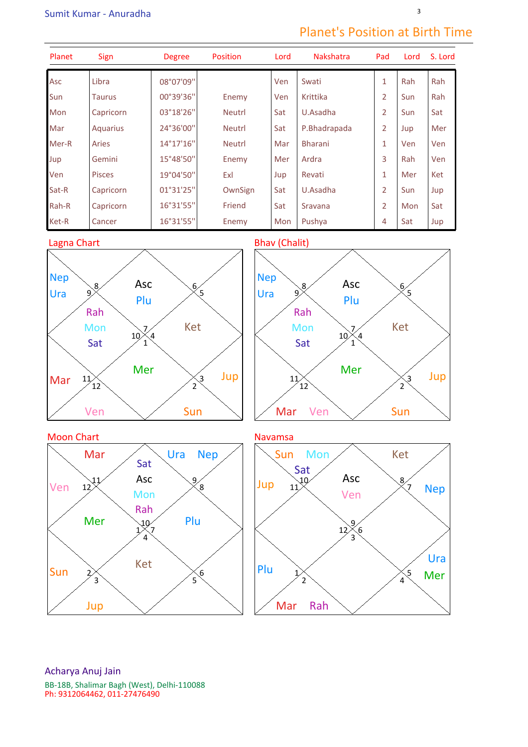Sumit Kumar - Anuradha

## Planet's Position at Birth Time

| Planet | Sign | Degree | Position | Lord | Nakshatra | Pad | Lord | S. Lord |
|---|---|---|---|---|---|---|---|---|
| Asc | Libra | 08°07'09" | | Ven | Swati | 1 | Rah | Rah |
| Sun | Taurus | 00°39'36" | Enemy | Ven | Krittika | 2 | Sun | Rah |
| Mon | Capricorn | 03°18'26" | Neutrl | Sat | U.Asadha | 2 | Sun | Sat |
| Mar | Aquarius | 24°36'00" | Neutrl | Sat | P.Bhadrapada | 2 | Jup | Mer |
| Mer-R | Aries | 14°17'16" | Neutrl | Mar | Bharani | 1 | Ven | Ven |
| Jup | Gemini | 15°48'50" | Enemy | Mer | Ardra | 3 | Rah | Ven |
| Ven | Pisces | 19°04'50" | Exl | Jup | Revati | 1 | Mer | Ket |
| Sat-R | Capricorn | 01°31'25" | OwnSign | Sat | U.Asadha | 2 | Sun | Jup |
| Rah-R | Capricorn | 16°31'55" | Friend | Sat | Sravana | 2 | Mon | Sat |
| Ket-R | Cancer | 16°31'55" | Enemy | Mon | Pushya | 4 | Sat | Jup |

### Lagna Chart

Nep, Ura, 9, 8, Asc, Plu, 6, 5, Rah, Mon, Sat, 10, 7, 4, 1, Ket, Mer, Mar, 11, 12, 3, 2, Jup, Ven, Sun

### Bhav (Chalit)

Nep, Ura, 9, 8, Asc, Plu, 6, 5, Rah, Mon, Sat, 10, 7, 4, 1, Ket, Mer, 11, 12, 3, 2, Jup, Mar, Ven, Sun

### Moon Chart

Mar, Ura, Nep, Sat, Ven, 12, 11, Asc, 9, 8, Mon, Rah, Mer, 10, 1, 7, 4, Plu, Ket, Sun, 2, 3, 6, 5, Jup

### Navamsa

Sun, Mon, Ket, Sat, Jup, 11, 10, Asc, 8, 7, Nep, Ven, 12, 9, 6, 3, Ura, Plu, 1, 2, 5, 4, Mer, Mar, Rah

Acharya Anuj Jain

BB-18B, Shalimar Bagh (West), Delhi-110088

Ph: 9312064462, 011-27476490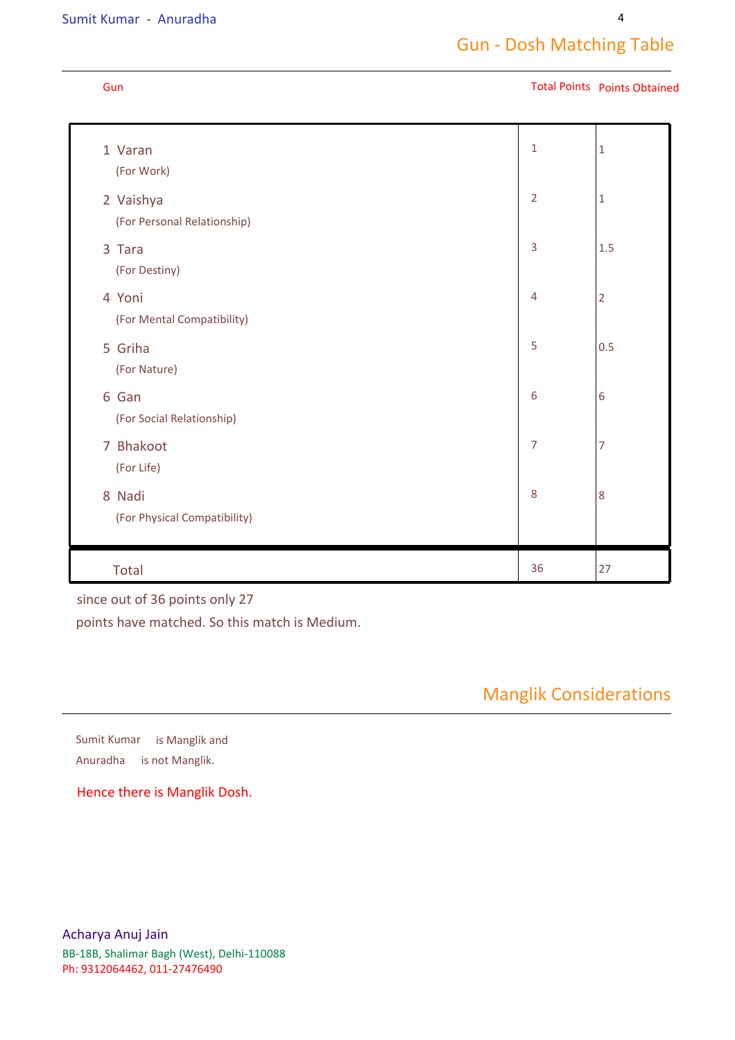## Gun - Dosh Matching Table

| Gun | Total Points | Points Obtained |
|---|---|---|
| 1 Varan (For Work) | 1 | 1 |
| 2 Vaishya (For Personal Relationship) | 2 | 1 |
| 3 Tara (For Destiny) | 3 | 1.5 |
| 4 Yoni (For Mental Compatibility) | 4 | 2 |
| 5 Griha (For Nature) | 5 | 0.5 |
| 6 Gan (For Social Relationship) | 6 | 6 |
| 7 Bhakoot (For Life) | 7 | 7 |
| 8 Nadi (For Physical Compatibility) | 8 | 8 |
| Total | 36 | 27 |

since out of 36 points only 27
points have matched. So this match is Medium.

## Manglik Considerations

Sumit Kumar is Manglik and
Anuradha is not Manglik.

Hence there is Manglik Dosh.

Acharya Anuj Jain
BB-18B, Shalimar Bagh (West), Delhi-110088
Ph: 9312064462, 011-27476490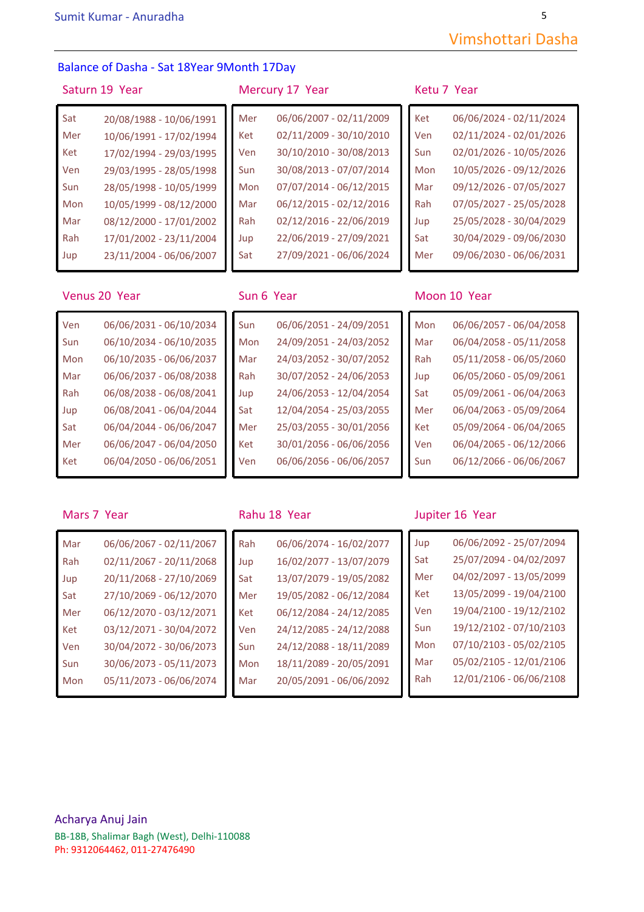## Vimshottari Dasha

Balance of Dasha - Sat 18Year 9Month 17Day

### Saturn 19 Year

| Sat | 20/08/1988 - 10/06/1991 |
|---|---|
| Mer | 10/06/1991 - 17/02/1994 |
| Ket | 17/02/1994 - 29/03/1995 |
| Ven | 29/03/1995 - 28/05/1998 |
| Sun | 28/05/1998 - 10/05/1999 |
| Mon | 10/05/1999 - 08/12/2000 |
| Mar | 08/12/2000 - 17/01/2002 |
| Rah | 17/01/2002 - 23/11/2004 |
| Jup | 23/11/2004 - 06/06/2007 |

### Mercury 17 Year

| Mer | 06/06/2007 - 02/11/2009 |
|---|---|
| Ket | 02/11/2009 - 30/10/2010 |
| Ven | 30/10/2010 - 30/08/2013 |
| Sun | 30/08/2013 - 07/07/2014 |
| Mon | 07/07/2014 - 06/12/2015 |
| Mar | 06/12/2015 - 02/12/2016 |
| Rah | 02/12/2016 - 22/06/2019 |
| Jup | 22/06/2019 - 27/09/2021 |
| Sat | 27/09/2021 - 06/06/2024 |

### Ketu 7 Year

| Ket | 06/06/2024 - 02/11/2024 |
|---|---|
| Ven | 02/11/2024 - 02/01/2026 |
| Sun | 02/01/2026 - 10/05/2026 |
| Mon | 10/05/2026 - 09/12/2026 |
| Mar | 09/12/2026 - 07/05/2027 |
| Rah | 07/05/2027 - 25/05/2028 |
| Jup | 25/05/2028 - 30/04/2029 |
| Sat | 30/04/2029 - 09/06/2030 |
| Mer | 09/06/2030 - 06/06/2031 |

### Venus 20 Year

| Ven | 06/06/2031 - 06/10/2034 |
|---|---|
| Sun | 06/10/2034 - 06/10/2035 |
| Mon | 06/10/2035 - 06/06/2037 |
| Mar | 06/06/2037 - 06/08/2038 |
| Rah | 06/08/2038 - 06/08/2041 |
| Jup | 06/08/2041 - 06/04/2044 |
| Sat | 06/04/2044 - 06/06/2047 |
| Mer | 06/06/2047 - 06/04/2050 |
| Ket | 06/04/2050 - 06/06/2051 |

### Sun 6 Year

| Sun | 06/06/2051 - 24/09/2051 |
|---|---|
| Mon | 24/09/2051 - 24/03/2052 |
| Mar | 24/03/2052 - 30/07/2052 |
| Rah | 30/07/2052 - 24/06/2053 |
| Jup | 24/06/2053 - 12/04/2054 |
| Sat | 12/04/2054 - 25/03/2055 |
| Mer | 25/03/2055 - 30/01/2056 |
| Ket | 30/01/2056 - 06/06/2056 |
| Ven | 06/06/2056 - 06/06/2057 |

### Moon 10 Year

| Mon | 06/06/2057 - 06/04/2058 |
|---|---|
| Mar | 06/04/2058 - 05/11/2058 |
| Rah | 05/11/2058 - 06/05/2060 |
| Jup | 06/05/2060 - 05/09/2061 |
| Sat | 05/09/2061 - 06/04/2063 |
| Mer | 06/04/2063 - 05/09/2064 |
| Ket | 05/09/2064 - 06/04/2065 |
| Ven | 06/04/2065 - 06/12/2066 |
| Sun | 06/12/2066 - 06/06/2067 |

### Mars 7 Year

| Mar | 06/06/2067 - 02/11/2067 |
|---|---|
| Rah | 02/11/2067 - 20/11/2068 |
| Jup | 20/11/2068 - 27/10/2069 |
| Sat | 27/10/2069 - 06/12/2070 |
| Mer | 06/12/2070 - 03/12/2071 |
| Ket | 03/12/2071 - 30/04/2072 |
| Ven | 30/04/2072 - 30/06/2073 |
| Sun | 30/06/2073 - 05/11/2073 |
| Mon | 05/11/2073 - 06/06/2074 |

### Rahu 18 Year

| Rah | 06/06/2074 - 16/02/2077 |
|---|---|
| Jup | 16/02/2077 - 13/07/2079 |
| Sat | 13/07/2079 - 19/05/2082 |
| Mer | 19/05/2082 - 06/12/2084 |
| Ket | 06/12/2084 - 24/12/2085 |
| Ven | 24/12/2085 - 24/12/2088 |
| Sun | 24/12/2088 - 18/11/2089 |
| Mon | 18/11/2089 - 20/05/2091 |
| Mar | 20/05/2091 - 06/06/2092 |

### Jupiter 16 Year

| Jup | 06/06/2092 - 25/07/2094 |
|---|---|
| Sat | 25/07/2094 - 04/02/2097 |
| Mer | 04/02/2097 - 13/05/2099 |
| Ket | 13/05/2099 - 19/04/2100 |
| Ven | 19/04/2100 - 19/12/2102 |
| Sun | 19/12/2102 - 07/10/2103 |
| Mon | 07/10/2103 - 05/02/2105 |
| Mar | 05/02/2105 - 12/01/2106 |
| Rah | 12/01/2106 - 06/06/2108 |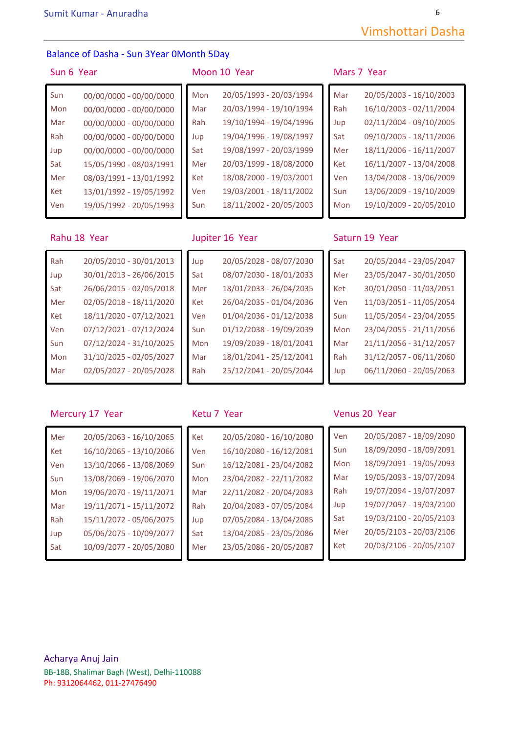## Vimshottari Dasha

**Balance of Dasha - Sun 3Year 0Month 5Day**

### Sun 6 Year

| | |
|---|---|
| Sun | 00/00/0000 - 00/00/0000 |
| Mon | 00/00/0000 - 00/00/0000 |
| Mar | 00/00/0000 - 00/00/0000 |
| Rah | 00/00/0000 - 00/00/0000 |
| Jup | 00/00/0000 - 00/00/0000 |
| Sat | 15/05/1990 - 08/03/1991 |
| Mer | 08/03/1991 - 13/01/1992 |
| Ket | 13/01/1992 - 19/05/1992 |
| Ven | 19/05/1992 - 20/05/1993 |

### Moon 10 Year

| | |
|---|---|
| Mon | 20/05/1993 - 20/03/1994 |
| Mar | 20/03/1994 - 19/10/1994 |
| Rah | 19/10/1994 - 19/04/1996 |
| Jup | 19/04/1996 - 19/08/1997 |
| Sat | 19/08/1997 - 20/03/1999 |
| Mer | 20/03/1999 - 18/08/2000 |
| Ket | 18/08/2000 - 19/03/2001 |
| Ven | 19/03/2001 - 18/11/2002 |
| Sun | 18/11/2002 - 20/05/2003 |

### Mars 7 Year

| | |
|---|---|
| Mar | 20/05/2003 - 16/10/2003 |
| Rah | 16/10/2003 - 02/11/2004 |
| Jup | 02/11/2004 - 09/10/2005 |
| Sat | 09/10/2005 - 18/11/2006 |
| Mer | 18/11/2006 - 16/11/2007 |
| Ket | 16/11/2007 - 13/04/2008 |
| Ven | 13/04/2008 - 13/06/2009 |
| Sun | 13/06/2009 - 19/10/2009 |
| Mon | 19/10/2009 - 20/05/2010 |

### Rahu 18 Year

| | |
|---|---|
| Rah | 20/05/2010 - 30/01/2013 |
| Jup | 30/01/2013 - 26/06/2015 |
| Sat | 26/06/2015 - 02/05/2018 |
| Mer | 02/05/2018 - 18/11/2020 |
| Ket | 18/11/2020 - 07/12/2021 |
| Ven | 07/12/2021 - 07/12/2024 |
| Sun | 07/12/2024 - 31/10/2025 |
| Mon | 31/10/2025 - 02/05/2027 |
| Mar | 02/05/2027 - 20/05/2028 |

### Jupiter 16 Year

| | |
|---|---|
| Jup | 20/05/2028 - 08/07/2030 |
| Sat | 08/07/2030 - 18/01/2033 |
| Mer | 18/01/2033 - 26/04/2035 |
| Ket | 26/04/2035 - 01/04/2036 |
| Ven | 01/04/2036 - 01/12/2038 |
| Sun | 01/12/2038 - 19/09/2039 |
| Mon | 19/09/2039 - 18/01/2041 |
| Mar | 18/01/2041 - 25/12/2041 |
| Rah | 25/12/2041 - 20/05/2044 |

### Saturn 19 Year

| | |
|---|---|
| Sat | 20/05/2044 - 23/05/2047 |
| Mer | 23/05/2047 - 30/01/2050 |
| Ket | 30/01/2050 - 11/03/2051 |
| Ven | 11/03/2051 - 11/05/2054 |
| Sun | 11/05/2054 - 23/04/2055 |
| Mon | 23/04/2055 - 21/11/2056 |
| Mar | 21/11/2056 - 31/12/2057 |
| Rah | 31/12/2057 - 06/11/2060 |
| Jup | 06/11/2060 - 20/05/2063 |

### Mercury 17 Year

| | |
|---|---|
| Mer | 20/05/2063 - 16/10/2065 |
| Ket | 16/10/2065 - 13/10/2066 |
| Ven | 13/10/2066 - 13/08/2069 |
| Sun | 13/08/2069 - 19/06/2070 |
| Mon | 19/06/2070 - 19/11/2071 |
| Mar | 19/11/2071 - 15/11/2072 |
| Rah | 15/11/2072 - 05/06/2075 |
| Jup | 05/06/2075 - 10/09/2077 |
| Sat | 10/09/2077 - 20/05/2080 |

### Ketu 7 Year

| | |
|---|---|
| Ket | 20/05/2080 - 16/10/2080 |
| Ven | 16/10/2080 - 16/12/2081 |
| Sun | 16/12/2081 - 23/04/2082 |
| Mon | 23/04/2082 - 22/11/2082 |
| Mar | 22/11/2082 - 20/04/2083 |
| Rah | 20/04/2083 - 07/05/2084 |
| Jup | 07/05/2084 - 13/04/2085 |
| Sat | 13/04/2085 - 23/05/2086 |
| Mer | 23/05/2086 - 20/05/2087 |

### Venus 20 Year

| | |
|---|---|
| Ven | 20/05/2087 - 18/09/2090 |
| Sun | 18/09/2090 - 18/09/2091 |
| Mon | 18/09/2091 - 19/05/2093 |
| Mar | 19/05/2093 - 19/07/2094 |
| Rah | 19/07/2094 - 19/07/2097 |
| Jup | 19/07/2097 - 19/03/2100 |
| Sat | 19/03/2100 - 20/05/2103 |
| Mer | 20/05/2103 - 20/03/2106 |
| Ket | 20/03/2106 - 20/05/2107 |

Acharya Anuj Jain
BB-18B, Shalimar Bagh (West), Delhi-110088
Ph: 9312064462, 011-27476490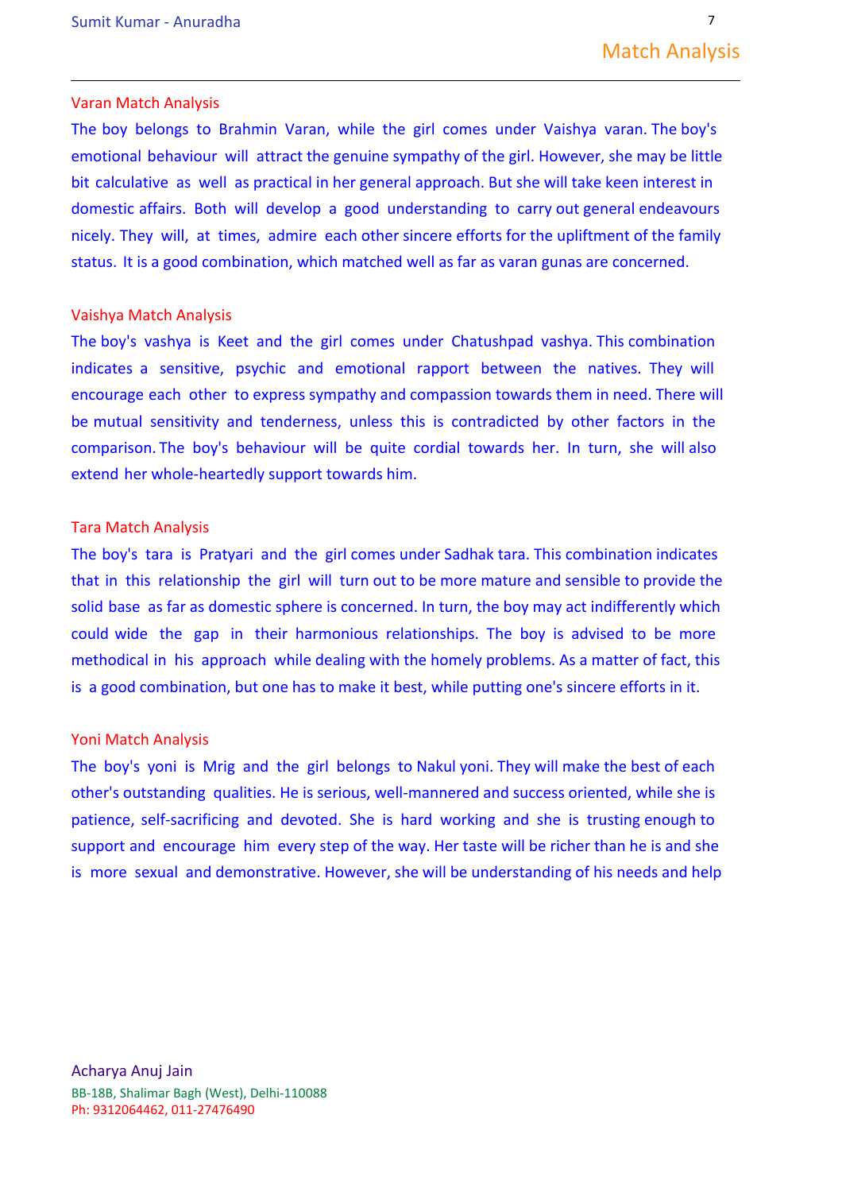## Match Analysis

### Varan Match Analysis

The boy belongs to Brahmin Varan, while the girl comes under Vaishya varan. The boy's emotional behaviour will attract the genuine sympathy of the girl. However, she may be little bit calculative as well as practical in her general approach. But she will take keen interest in domestic affairs. Both will develop a good understanding to carry out general endeavours nicely. They will, at times, admire each other sincere efforts for the upliftment of the family status. It is a good combination, which matched well as far as varan gunas are concerned.

### Vaishya Match Analysis

The boy's vashya is Keet and the girl comes under Chatushpad vashya. This combination indicates a sensitive, psychic and emotional rapport between the natives. They will encourage each other to express sympathy and compassion towards them in need. There will be mutual sensitivity and tenderness, unless this is contradicted by other factors in the comparison. The boy's behaviour will be quite cordial towards her. In turn, she will also extend her whole-heartedly support towards him.

### Tara Match Analysis

The boy's tara is Pratyari and the girl comes under Sadhak tara. This combination indicates that in this relationship the girl will turn out to be more mature and sensible to provide the solid base as far as domestic sphere is concerned. In turn, the boy may act indifferently which could wide the gap in their harmonious relationships. The boy is advised to be more methodical in his approach while dealing with the homely problems. As a matter of fact, this is a good combination, but one has to make it best, while putting one's sincere efforts in it.

### Yoni Match Analysis

The boy's yoni is Mrig and the girl belongs to Nakul yoni. They will make the best of each other's outstanding qualities. He is serious, well-mannered and success oriented, while she is patience, self-sacrificing and devoted. She is hard working and she is trusting enough to support and encourage him every step of the way. Her taste will be richer than he is and she is more sexual and demonstrative. However, she will be understanding of his needs and help

Acharya Anuj Jain
BB-18B, Shalimar Bagh (West), Delhi-110088
Ph: 9312064462, 011-27476490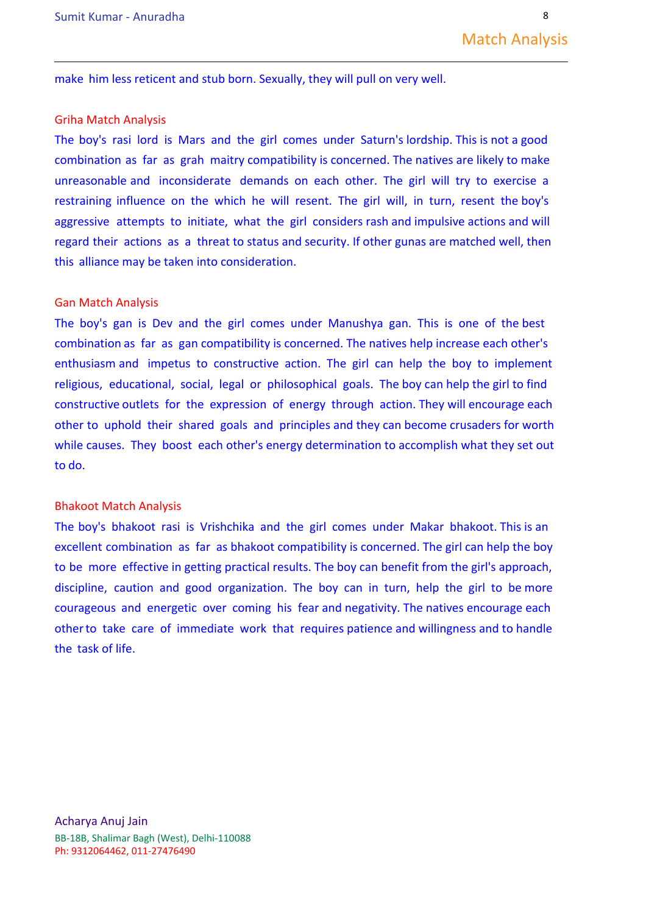make him less reticent and stub born. Sexually, they will pull on very well.

### Griha Match Analysis

The boy's rasi lord is Mars and the girl comes under Saturn's lordship. This is not a good combination as far as grah maitry compatibility is concerned. The natives are likely to make unreasonable and inconsiderate demands on each other. The girl will try to exercise a restraining influence on the which he will resent. The girl will, in turn, resent the boy's aggressive attempts to initiate, what the girl considers rash and impulsive actions and will regard their actions as a threat to status and security. If other gunas are matched well, then this alliance may be taken into consideration.

### Gan Match Analysis

The boy's gan is Dev and the girl comes under Manushya gan. This is one of the best combination as far as gan compatibility is concerned. The natives help increase each other's enthusiasm and impetus to constructive action. The girl can help the boy to implement religious, educational, social, legal or philosophical goals. The boy can help the girl to find constructive outlets for the expression of energy through action. They will encourage each other to uphold their shared goals and principles and they can become crusaders for worth while causes. They boost each other's energy determination to accomplish what they set out to do.

### Bhakoot Match Analysis

The boy's bhakoot rasi is Vrishchika and the girl comes under Makar bhakoot. This is an excellent combination as far as bhakoot compatibility is concerned. The girl can help the boy to be more effective in getting practical results. The boy can benefit from the girl's approach, discipline, caution and good organization. The boy can in turn, help the girl to be more courageous and energetic over coming his fear and negativity. The natives encourage each other to take care of immediate work that requires patience and willingness and to handle the task of life.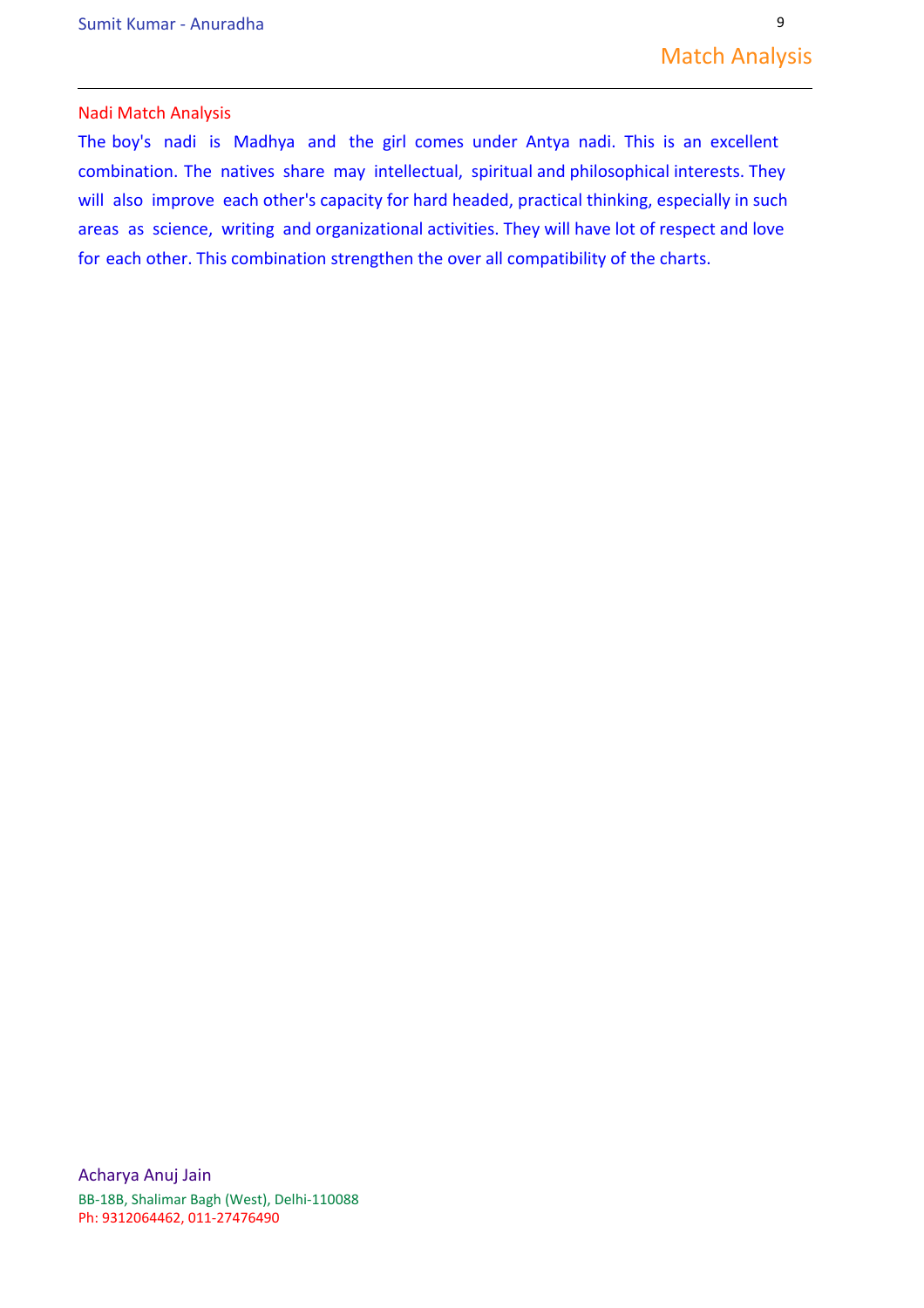## Match Analysis

### Nadi Match Analysis

The boy's nadi is Madhya and the girl comes under Antya nadi. This is an excellent combination. The natives share may intellectual, spiritual and philosophical interests. They will also improve each other's capacity for hard headed, practical thinking, especially in such areas as science, writing and organizational activities. They will have lot of respect and love for each other. This combination strengthen the over all compatibility of the charts.